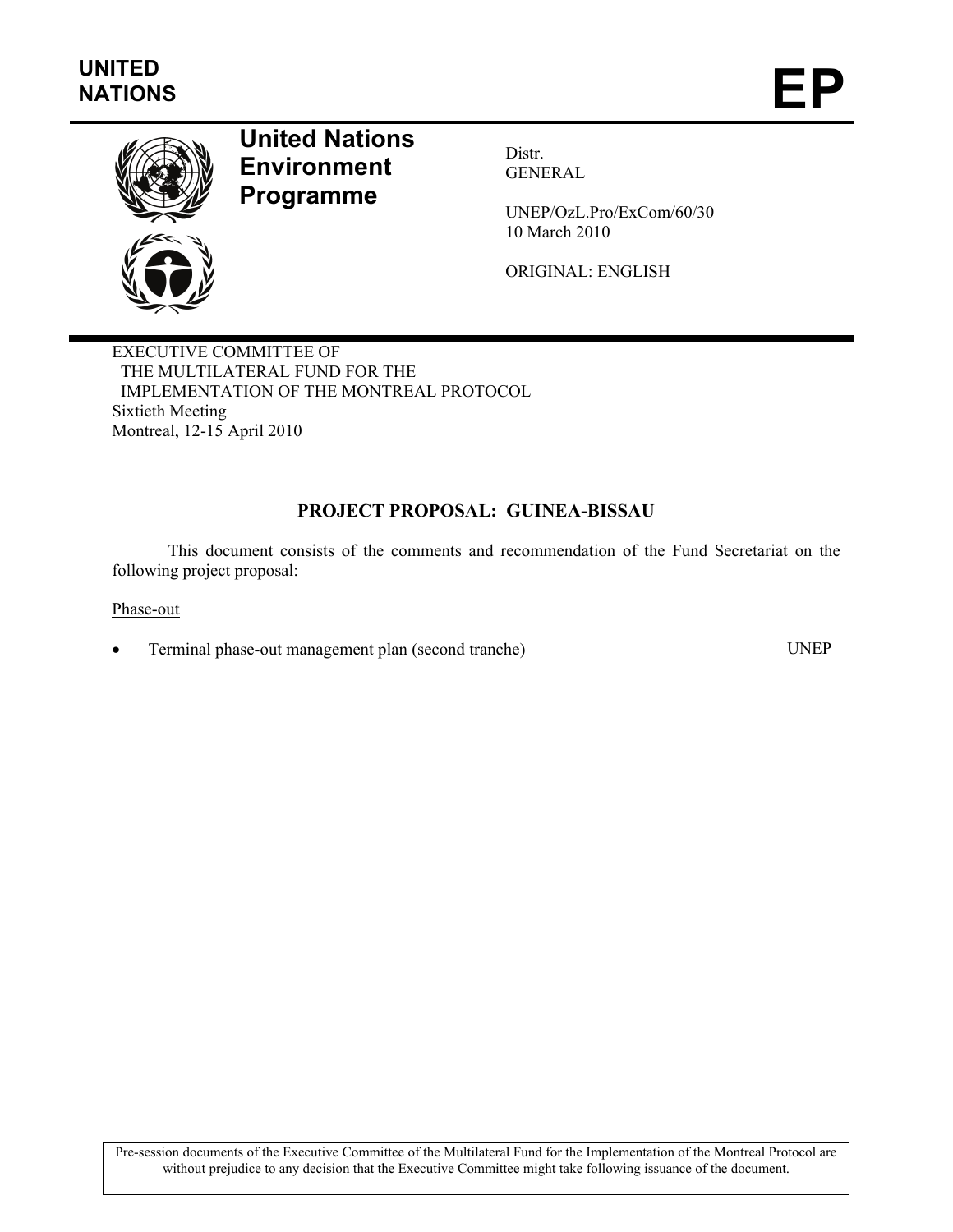UNITED NATIONS

# EP

**United Nations Environment Programme**

Distr.
GENERAL

UNEP/OzL.Pro/ExCom/60/30
10 March 2010

ORIGINAL: ENGLISH

EXECUTIVE COMMITTEE OF
THE MULTILATERAL FUND FOR THE
IMPLEMENTATION OF THE MONTREAL PROTOCOL
Sixtieth Meeting
Montreal, 12-15 April 2010

## PROJECT PROPOSAL: GUINEA-BISSAU

This document consists of the comments and recommendation of the Fund Secretariat on the following project proposal:

Phase-out

- Terminal phase-out management plan (second tranche) UNEP

Pre-session documents of the Executive Committee of the Multilateral Fund for the Implementation of the Montreal Protocol are without prejudice to any decision that the Executive Committee might take following issuance of the document.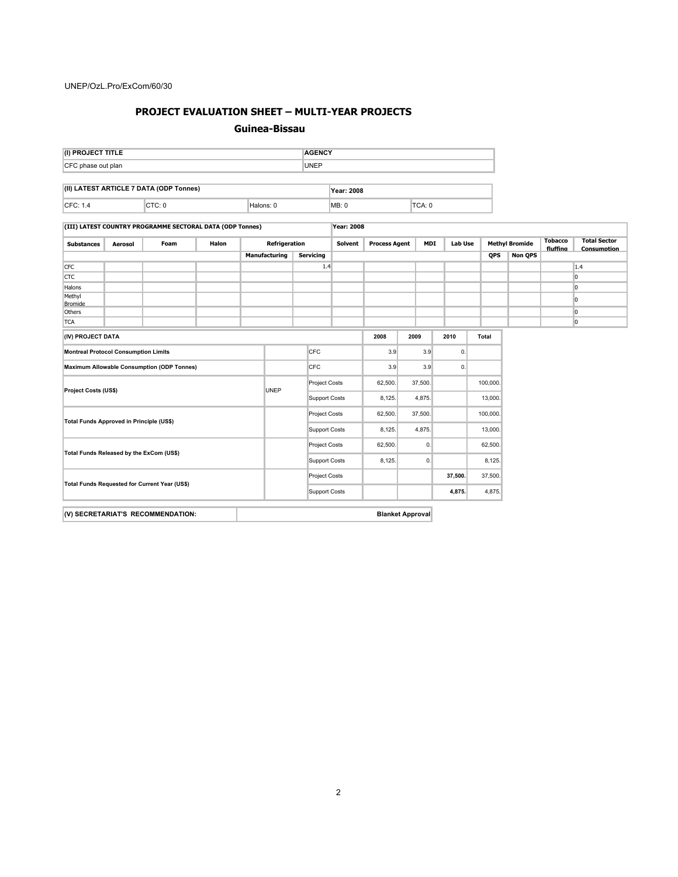## PROJECT EVALUATION SHEET – MULTI-YEAR PROJECTS

### Guinea-Bissau

| (I) PROJECT TITLE | AGENCY |
|---|---|
| CFC phase out plan | UNEP |

| (II) LATEST ARTICLE 7 DATA (ODP Tonnes) | | | Year: 2008 | |
|---|---|---|---|---|
| CFC: 1.4 | CTC: 0 | Halons: 0 | MB: 0 | TCA: 0 |

| (III) LATEST COUNTRY PROGRAMME SECTORAL DATA (ODP Tonnes) | | | | | | Year: 2008 | | | | | | | |
|---|---|---|---|---|---|---|---|---|---|---|---|---|---|
| Substances | Aerosol | Foam | Halon | Refrigeration | | Solvent | Process Agent | MDI | Lab Use | Methyl Bromide | | Tobacco fluffing | Total Sector Consumption |
| | | | | Manufacturing | Servicing | | | | | QPS | Non QPS | | |
| CFC | | | | | 1.4 | | | | | | | | 1.4 |
| CTC | | | | | | | | | | | | | 0 |
| Halons | | | | | | | | | | | | | 0 |
| Methyl Bromide | | | | | | | | | | | | | 0 |
| Others | | | | | | | | | | | | | 0 |
| TCA | | | | | | | | | | | | | 0 |

| (IV) PROJECT DATA | | | 2008 | 2009 | 2010 | Total |
|---|---|---|---|---|---|---|
| Montreal Protocol Consumption Limits | | CFC | 3.9 | 3.9 | 0. | |
| Maximum Allowable Consumption (ODP Tonnes) | | CFC | 3.9 | 3.9 | 0. | |
| Project Costs (US$) | UNEP | Project Costs | 62,500. | 37,500. | | 100,000. |
| | | Support Costs | 8,125. | 4,875. | | 13,000. |
| Total Funds Approved in Principle (US$) | | Project Costs | 62,500. | 37,500. | | 100,000. |
| | | Support Costs | 8,125. | 4,875. | | 13,000. |
| Total Funds Released by the ExCom (US$) | | Project Costs | 62,500. | 0. | | 62,500. |
| | | Support Costs | 8,125. | 0. | | 8,125. |
| Total Funds Requested for Current Year (US$) | | Project Costs | | | **37,500.** | 37,500. |
| | | Support Costs | | | **4,875.** | 4,875. |

| (V) SECRETARIAT'S RECOMMENDATION: | Blanket Approval |
|---|---|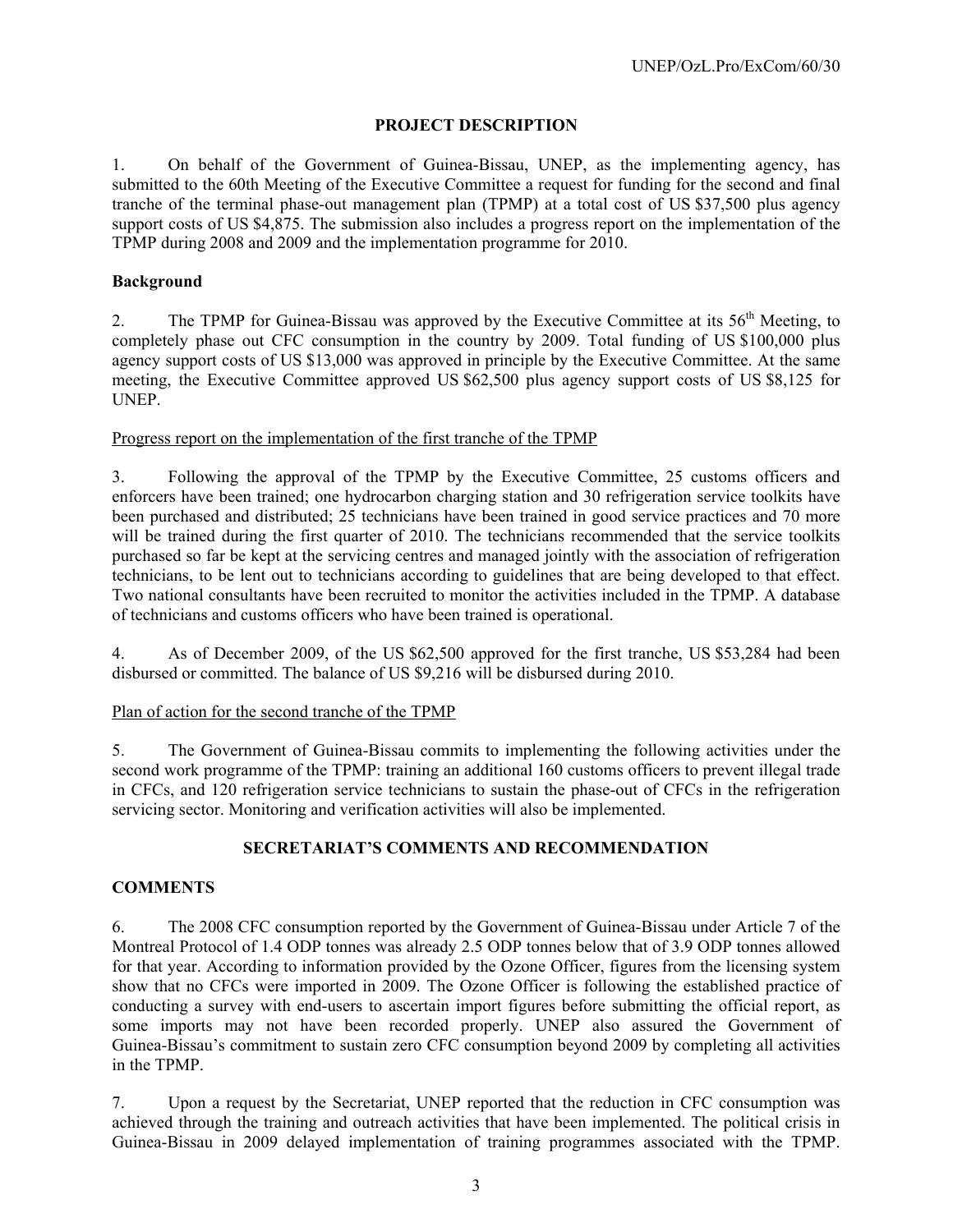## PROJECT DESCRIPTION

1. On behalf of the Government of Guinea-Bissau, UNEP, as the implementing agency, has submitted to the 60th Meeting of the Executive Committee a request for funding for the second and final tranche of the terminal phase-out management plan (TPMP) at a total cost of US $37,500 plus agency support costs of US $4,875. The submission also includes a progress report on the implementation of the TPMP during 2008 and 2009 and the implementation programme for 2010.

### Background

2. The TPMP for Guinea-Bissau was approved by the Executive Committee at its 56th Meeting, to completely phase out CFC consumption in the country by 2009. Total funding of US $100,000 plus agency support costs of US $13,000 was approved in principle by the Executive Committee. At the same meeting, the Executive Committee approved US $62,500 plus agency support costs of US $8,125 for UNEP.

Progress report on the implementation of the first tranche of the TPMP

3. Following the approval of the TPMP by the Executive Committee, 25 customs officers and enforcers have been trained; one hydrocarbon charging station and 30 refrigeration service toolkits have been purchased and distributed; 25 technicians have been trained in good service practices and 70 more will be trained during the first quarter of 2010. The technicians recommended that the service toolkits purchased so far be kept at the servicing centres and managed jointly with the association of refrigeration technicians, to be lent out to technicians according to guidelines that are being developed to that effect. Two national consultants have been recruited to monitor the activities included in the TPMP. A database of technicians and customs officers who have been trained is operational.

4. As of December 2009, of the US $62,500 approved for the first tranche, US $53,284 had been disbursed or committed. The balance of US $9,216 will be disbursed during 2010.

Plan of action for the second tranche of the TPMP

5. The Government of Guinea-Bissau commits to implementing the following activities under the second work programme of the TPMP: training an additional 160 customs officers to prevent illegal trade in CFCs, and 120 refrigeration service technicians to sustain the phase-out of CFCs in the refrigeration servicing sector. Monitoring and verification activities will also be implemented.

## SECRETARIAT'S COMMENTS AND RECOMMENDATION

### COMMENTS

6. The 2008 CFC consumption reported by the Government of Guinea-Bissau under Article 7 of the Montreal Protocol of 1.4 ODP tonnes was already 2.5 ODP tonnes below that of 3.9 ODP tonnes allowed for that year. According to information provided by the Ozone Officer, figures from the licensing system show that no CFCs were imported in 2009. The Ozone Officer is following the established practice of conducting a survey with end-users to ascertain import figures before submitting the official report, as some imports may not have been recorded properly. UNEP also assured the Government of Guinea-Bissau's commitment to sustain zero CFC consumption beyond 2009 by completing all activities in the TPMP.

7. Upon a request by the Secretariat, UNEP reported that the reduction in CFC consumption was achieved through the training and outreach activities that have been implemented. The political crisis in Guinea-Bissau in 2009 delayed implementation of training programmes associated with the TPMP.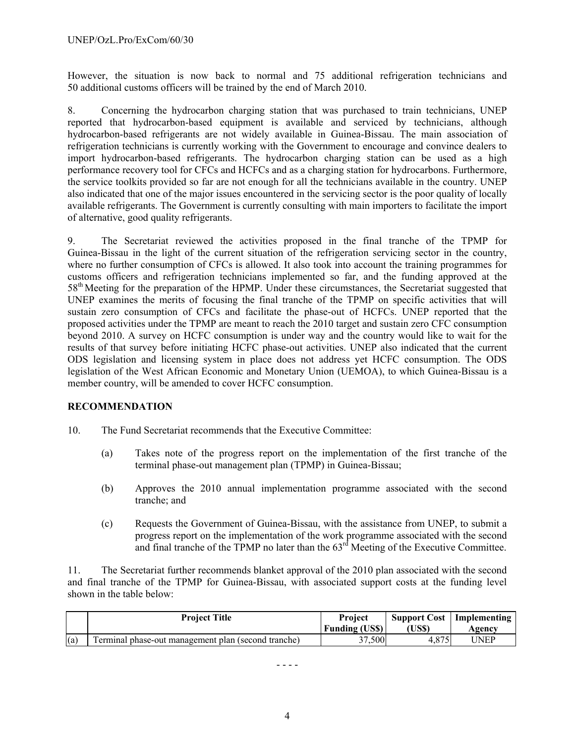However, the situation is now back to normal and 75 additional refrigeration technicians and 50 additional customs officers will be trained by the end of March 2010.

8. Concerning the hydrocarbon charging station that was purchased to train technicians, UNEP reported that hydrocarbon-based equipment is available and serviced by technicians, although hydrocarbon-based refrigerants are not widely available in Guinea-Bissau. The main association of refrigeration technicians is currently working with the Government to encourage and convince dealers to import hydrocarbon-based refrigerants. The hydrocarbon charging station can be used as a high performance recovery tool for CFCs and HCFCs and as a charging station for hydrocarbons. Furthermore, the service toolkits provided so far are not enough for all the technicians available in the country. UNEP also indicated that one of the major issues encountered in the servicing sector is the poor quality of locally available refrigerants. The Government is currently consulting with main importers to facilitate the import of alternative, good quality refrigerants.

9. The Secretariat reviewed the activities proposed in the final tranche of the TPMP for Guinea-Bissau in the light of the current situation of the refrigeration servicing sector in the country, where no further consumption of CFCs is allowed. It also took into account the training programmes for customs officers and refrigeration technicians implemented so far, and the funding approved at the 58th Meeting for the preparation of the HPMP. Under these circumstances, the Secretariat suggested that UNEP examines the merits of focusing the final tranche of the TPMP on specific activities that will sustain zero consumption of CFCs and facilitate the phase-out of HCFCs. UNEP reported that the proposed activities under the TPMP are meant to reach the 2010 target and sustain zero CFC consumption beyond 2010. A survey on HCFC consumption is under way and the country would like to wait for the results of that survey before initiating HCFC phase-out activities. UNEP also indicated that the current ODS legislation and licensing system in place does not address yet HCFC consumption. The ODS legislation of the West African Economic and Monetary Union (UEMOA), to which Guinea-Bissau is a member country, will be amended to cover HCFC consumption.

## RECOMMENDATION

10. The Fund Secretariat recommends that the Executive Committee:

(a) Takes note of the progress report on the implementation of the first tranche of the terminal phase-out management plan (TPMP) in Guinea-Bissau;

(b) Approves the 2010 annual implementation programme associated with the second tranche; and

(c) Requests the Government of Guinea-Bissau, with the assistance from UNEP, to submit a progress report on the implementation of the work programme associated with the second and final tranche of the TPMP no later than the 63rd Meeting of the Executive Committee.

11. The Secretariat further recommends blanket approval of the 2010 plan associated with the second and final tranche of the TPMP for Guinea-Bissau, with associated support costs at the funding level shown in the table below:

| | Project Title | Project Funding (US$) | Support Cost (US$) | Implementing Agency |
|---|---|---|---|---|
| (a) | Terminal phase-out management plan (second tranche) | 37,500 | 4,875 | UNEP |

- - - -